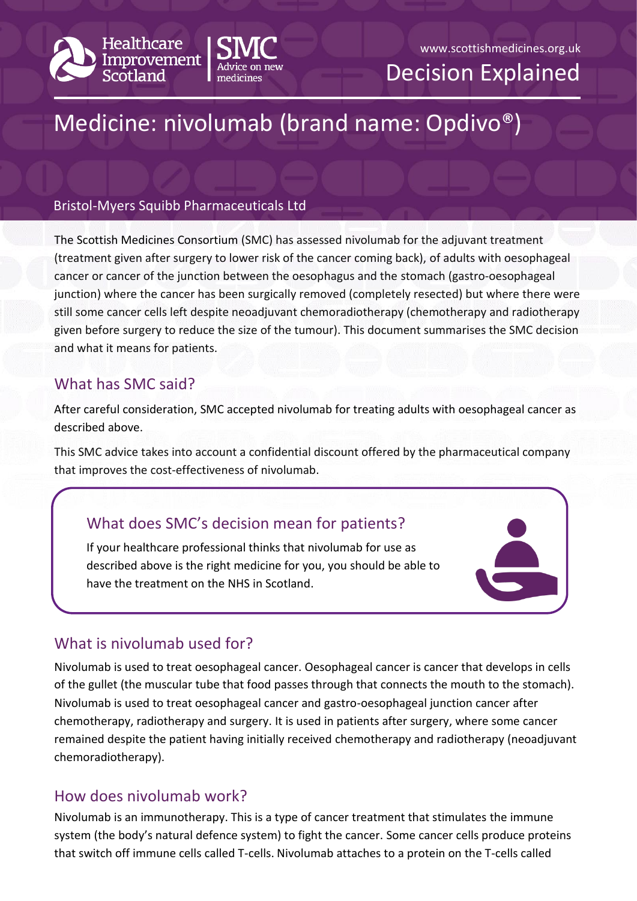Healthcare Improvement Scotland | SMC Advice on new medicines

www.scottishmedicines.org.uk

Decision Explained

# Medicine: nivolumab (brand name: Opdivo®)

Bristol-Myers Squibb Pharmaceuticals Ltd

The Scottish Medicines Consortium (SMC) has assessed nivolumab for the adjuvant treatment (treatment given after surgery to lower risk of the cancer coming back), of adults with oesophageal cancer or cancer of the junction between the oesophagus and the stomach (gastro-oesophageal junction) where the cancer has been surgically removed (completely resected) but where there were still some cancer cells left despite neoadjuvant chemoradiotherapy (chemotherapy and radiotherapy given before surgery to reduce the size of the tumour). This document summarises the SMC decision and what it means for patients.

## What has SMC said?

After careful consideration, SMC accepted nivolumab for treating adults with oesophageal cancer as described above.

This SMC advice takes into account a confidential discount offered by the pharmaceutical company that improves the cost-effectiveness of nivolumab.

## What does SMC's decision mean for patients?

If your healthcare professional thinks that nivolumab for use as described above is the right medicine for you, you should be able to have the treatment on the NHS in Scotland.

## What is nivolumab used for?

Nivolumab is used to treat oesophageal cancer. Oesophageal cancer is cancer that develops in cells of the gullet (the muscular tube that food passes through that connects the mouth to the stomach). Nivolumab is used to treat oesophageal cancer and gastro-oesophageal junction cancer after chemotherapy, radiotherapy and surgery. It is used in patients after surgery, where some cancer remained despite the patient having initially received chemotherapy and radiotherapy (neoadjuvant chemoradiotherapy).

## How does nivolumab work?

Nivolumab is an immunotherapy. This is a type of cancer treatment that stimulates the immune system (the body's natural defence system) to fight the cancer. Some cancer cells produce proteins that switch off immune cells called T-cells. Nivolumab attaches to a protein on the T-cells called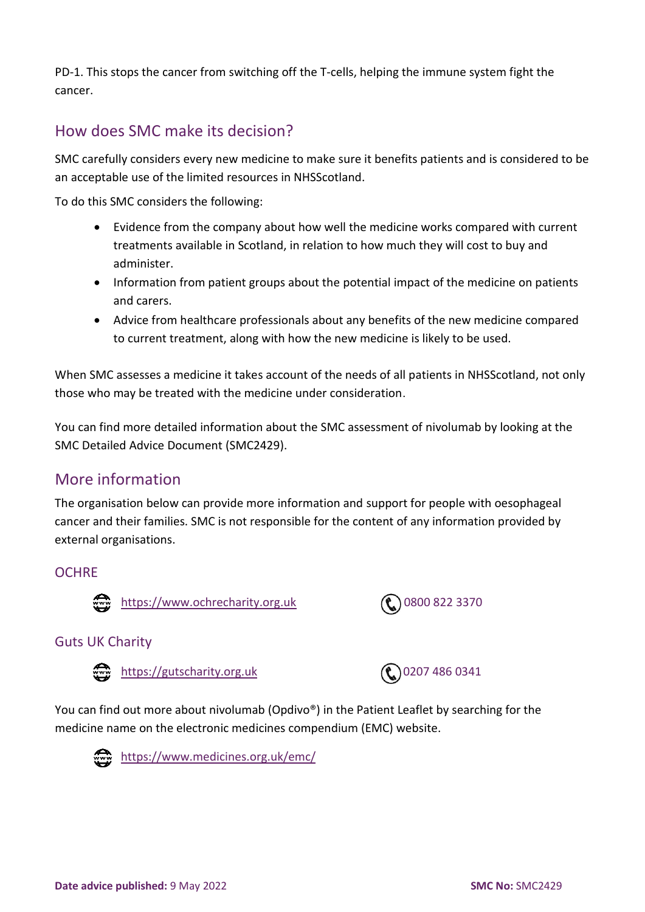PD-1. This stops the cancer from switching off the T-cells, helping the immune system fight the cancer.

## How does SMC make its decision?

SMC carefully considers every new medicine to make sure it benefits patients and is considered to be an acceptable use of the limited resources in NHSScotland.

To do this SMC considers the following:

- Evidence from the company about how well the medicine works compared with current treatments available in Scotland, in relation to how much they will cost to buy and administer.
- Information from patient groups about the potential impact of the medicine on patients and carers.
- Advice from healthcare professionals about any benefits of the new medicine compared to current treatment, along with how the new medicine is likely to be used.

When SMC assesses a medicine it takes account of the needs of all patients in NHSScotland, not only those who may be treated with the medicine under consideration.

You can find more detailed information about the SMC assessment of nivolumab by looking at the SMC Detailed Advice Document (SMC2429).

## More information

The organisation below can provide more information and support for people with oesophageal cancer and their families. SMC is not responsible for the content of any information provided by external organisations.

### OCHRE

https://www.ochrecharity.org.uk

0800 822 3370

### Guts UK Charity

https://gutscharity.org.uk

0207 486 0341

You can find out more about nivolumab (Opdivo®) in the Patient Leaflet by searching for the medicine name on the electronic medicines compendium (EMC) website.

https://www.medicines.org.uk/emc/

**Date advice published:** 9 May 2022

**SMC No:** SMC2429